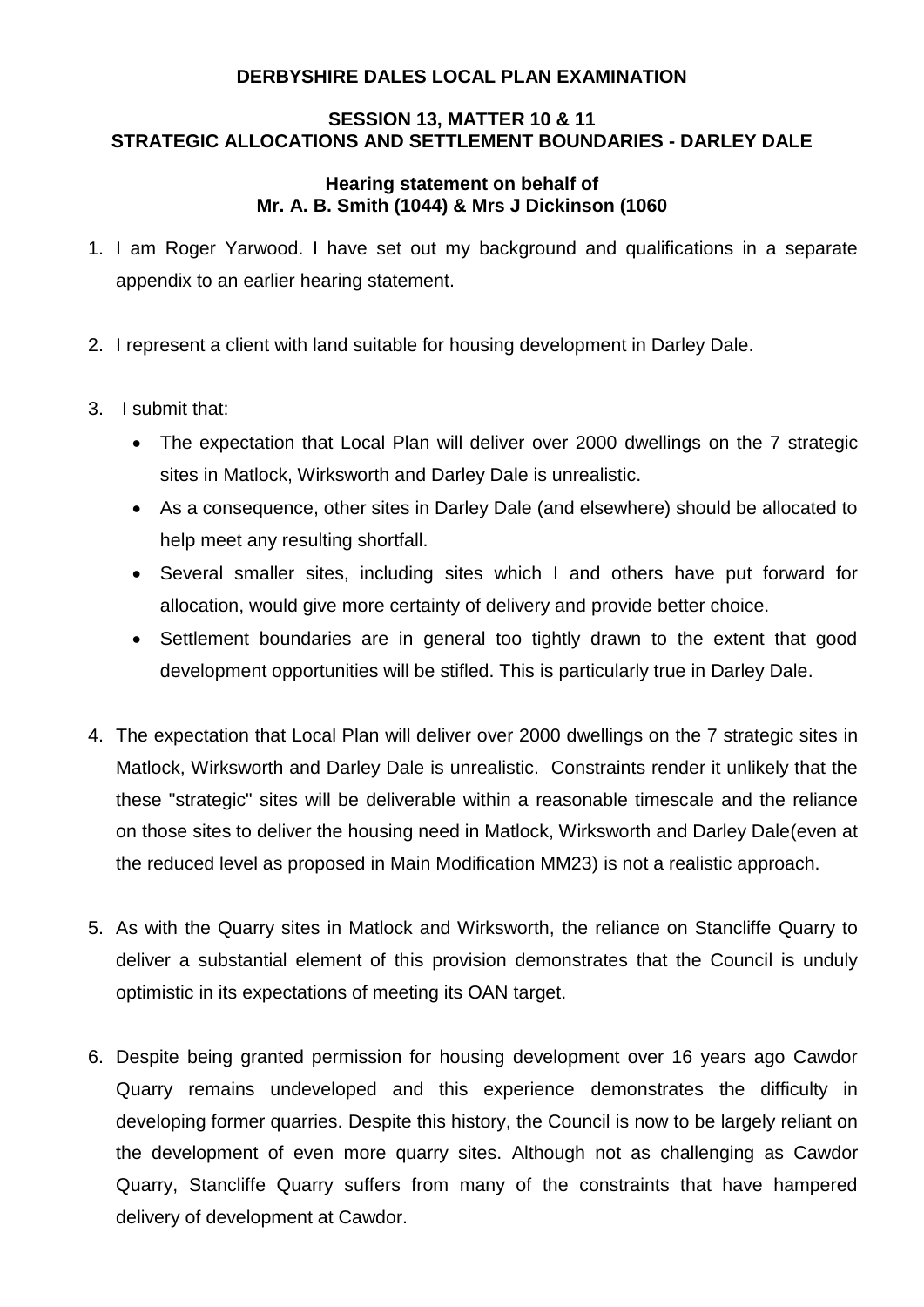**DERBYSHIRE DALES LOCAL PLAN EXAMINATION**

**SESSION 13, MATTER 10 & 11**
**STRATEGIC ALLOCATIONS AND SETTLEMENT BOUNDARIES - DARLEY DALE**

**Hearing statement on behalf of**
**Mr. A. B. Smith (1044) & Mrs J Dickinson (1060**

1. I am Roger Yarwood. I have set out my background and qualifications in a separate appendix to an earlier hearing statement.

2. I represent a client with land suitable for housing development in Darley Dale.

3. I submit that:
   - The expectation that Local Plan will deliver over 2000 dwellings on the 7 strategic sites in Matlock, Wirksworth and Darley Dale is unrealistic.
   - As a consequence, other sites in Darley Dale (and elsewhere) should be allocated to help meet any resulting shortfall.
   - Several smaller sites, including sites which I and others have put forward for allocation, would give more certainty of delivery and provide better choice.
   - Settlement boundaries are in general too tightly drawn to the extent that good development opportunities will be stifled. This is particularly true in Darley Dale.

4. The expectation that Local Plan will deliver over 2000 dwellings on the 7 strategic sites in Matlock, Wirksworth and Darley Dale is unrealistic. Constraints render it unlikely that the these "strategic" sites will be deliverable within a reasonable timescale and the reliance on those sites to deliver the housing need in Matlock, Wirksworth and Darley Dale(even at the reduced level as proposed in Main Modification MM23) is not a realistic approach.

5. As with the Quarry sites in Matlock and Wirksworth, the reliance on Stancliffe Quarry to deliver a substantial element of this provision demonstrates that the Council is unduly optimistic in its expectations of meeting its OAN target.

6. Despite being granted permission for housing development over 16 years ago Cawdor Quarry remains undeveloped and this experience demonstrates the difficulty in developing former quarries. Despite this history, the Council is now to be largely reliant on the development of even more quarry sites. Although not as challenging as Cawdor Quarry, Stancliffe Quarry suffers from many of the constraints that have hampered delivery of development at Cawdor.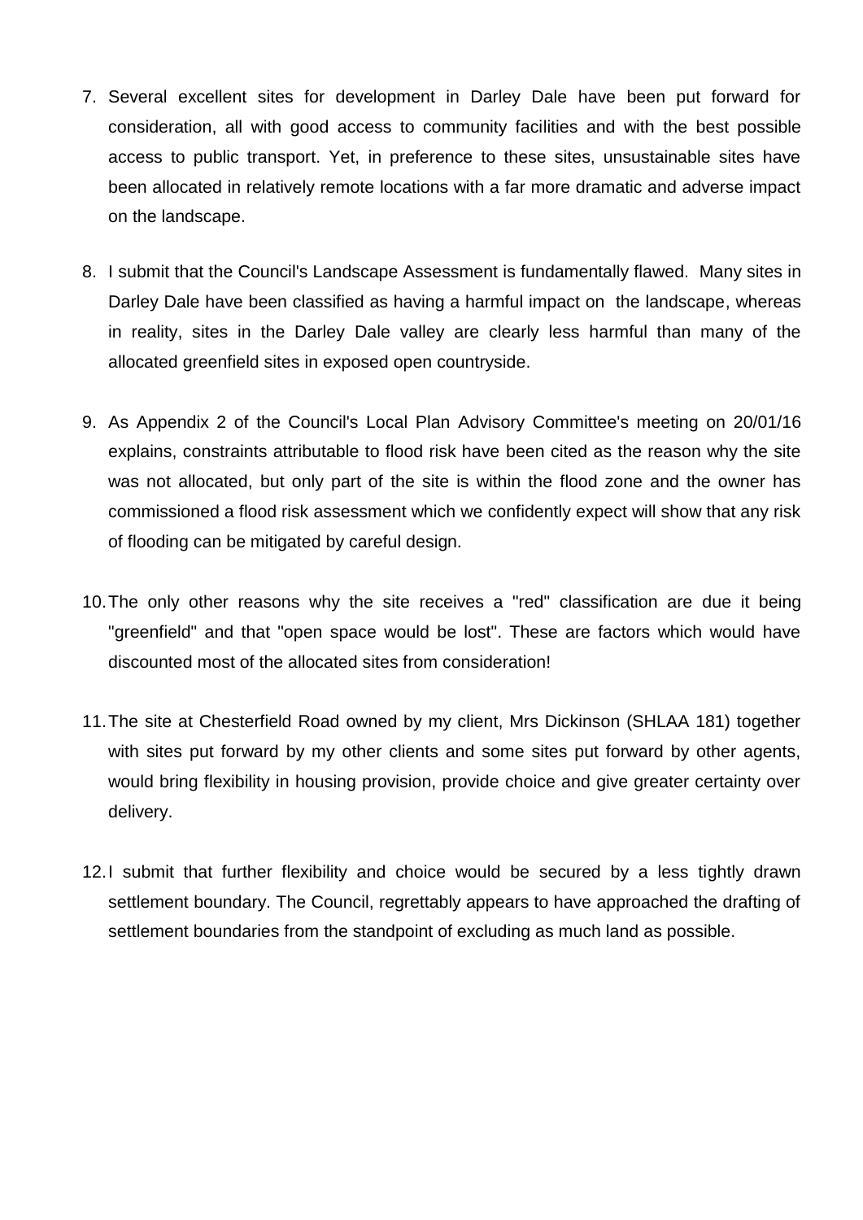7. Several excellent sites for development in Darley Dale have been put forward for consideration, all with good access to community facilities and with the best possible access to public transport. Yet, in preference to these sites, unsustainable sites have been allocated in relatively remote locations with a far more dramatic and adverse impact on the landscape.

8. I submit that the Council's Landscape Assessment is fundamentally flawed. Many sites in Darley Dale have been classified as having a harmful impact on the landscape, whereas in reality, sites in the Darley Dale valley are clearly less harmful than many of the allocated greenfield sites in exposed open countryside.

9. As Appendix 2 of the Council's Local Plan Advisory Committee's meeting on 20/01/16 explains, constraints attributable to flood risk have been cited as the reason why the site was not allocated, but only part of the site is within the flood zone and the owner has commissioned a flood risk assessment which we confidently expect will show that any risk of flooding can be mitigated by careful design.

10. The only other reasons why the site receives a "red" classification are due it being "greenfield" and that "open space would be lost". These are factors which would have discounted most of the allocated sites from consideration!

11. The site at Chesterfield Road owned by my client, Mrs Dickinson (SHLAA 181) together with sites put forward by my other clients and some sites put forward by other agents, would bring flexibility in housing provision, provide choice and give greater certainty over delivery.

12. I submit that further flexibility and choice would be secured by a less tightly drawn settlement boundary. The Council, regrettably appears to have approached the drafting of settlement boundaries from the standpoint of excluding as much land as possible.